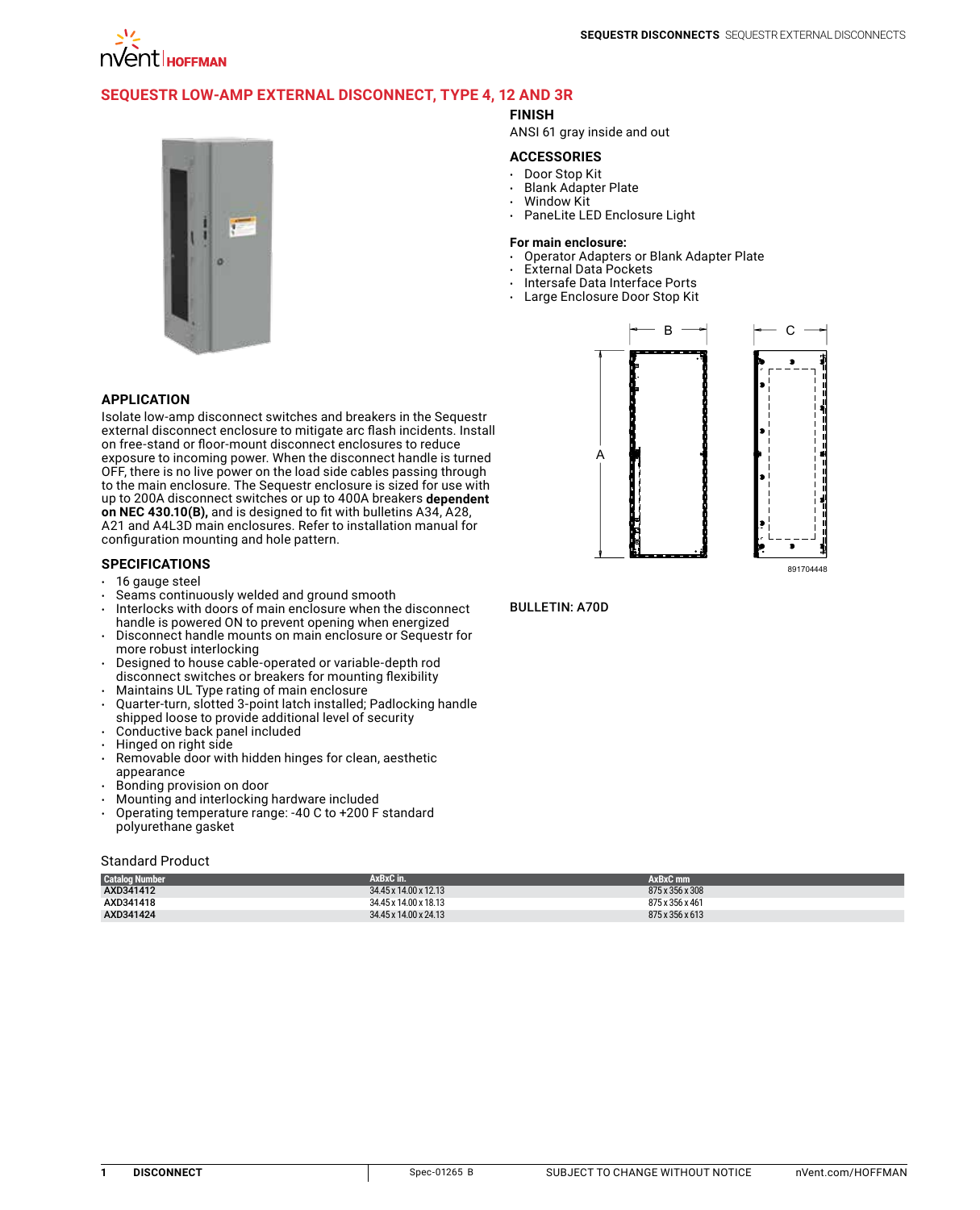# SEQUESTR LOW-AMP EXTERNAL DISCONNECT, TYPE 4, 12 AND 3R

## APPLICATION

Isolate low-amp disconnect switches and breakers in the Sequestr external disconnect enclosure to mitigate arc flash incidents. Install on free-stand or floor-mount disconnect enclosures to reduce exposure to incoming power. When the disconnect handle is turned OFF, there is no live power on the load side cables passing through to the main enclosure. The Sequestr enclosure is sized for use with up to 200A disconnect switches or up to 400A breakers **dependent on NEC 430.10(B),** and is designed to fit with bulletins A34, A28, A21 and A4L3D main enclosures. Refer to installation manual for configuration mounting and hole pattern.

## SPECIFICATIONS

- 16 gauge steel
- Seams continuously welded and ground smooth
- Interlocks with doors of main enclosure when the disconnect handle is powered ON to prevent opening when energized
- Disconnect handle mounts on main enclosure or Sequestr for more robust interlocking
- Designed to house cable-operated or variable-depth rod disconnect switches or breakers for mounting flexibility
- Maintains UL Type rating of main enclosure
- Quarter-turn, slotted 3-point latch installed; Padlocking handle shipped loose to provide additional level of security
- Conductive back panel included
- Hinged on right side
- Removable door with hidden hinges for clean, aesthetic appearance
- Bonding provision on door
- Mounting and interlocking hardware included
- Operating temperature range: -40 C to +200 F standard polyurethane gasket

## FINISH

ANSI 61 gray inside and out

## ACCESSORIES

- Door Stop Kit
- Blank Adapter Plate
- Window Kit
- PaneLite LED Enclosure Light

**For main enclosure:**

- Operator Adapters or Blank Adapter Plate
- External Data Pockets
- Intersafe Data Interface Ports
- Large Enclosure Door Stop Kit

B C A

891704448

**BULLETIN: A70D**

Standard Product

| Catalog Number | AxBxC in. | AxBxC mm |
|---|---|---|
| AXD341412 | 34.45 x 14.00 x 12.13 | 875 x 356 x 308 |
| AXD341418 | 34.45 x 14.00 x 18.13 | 875 x 356 x 461 |
| AXD341424 | 34.45 x 14.00 x 24.13 | 875 x 356 x 613 |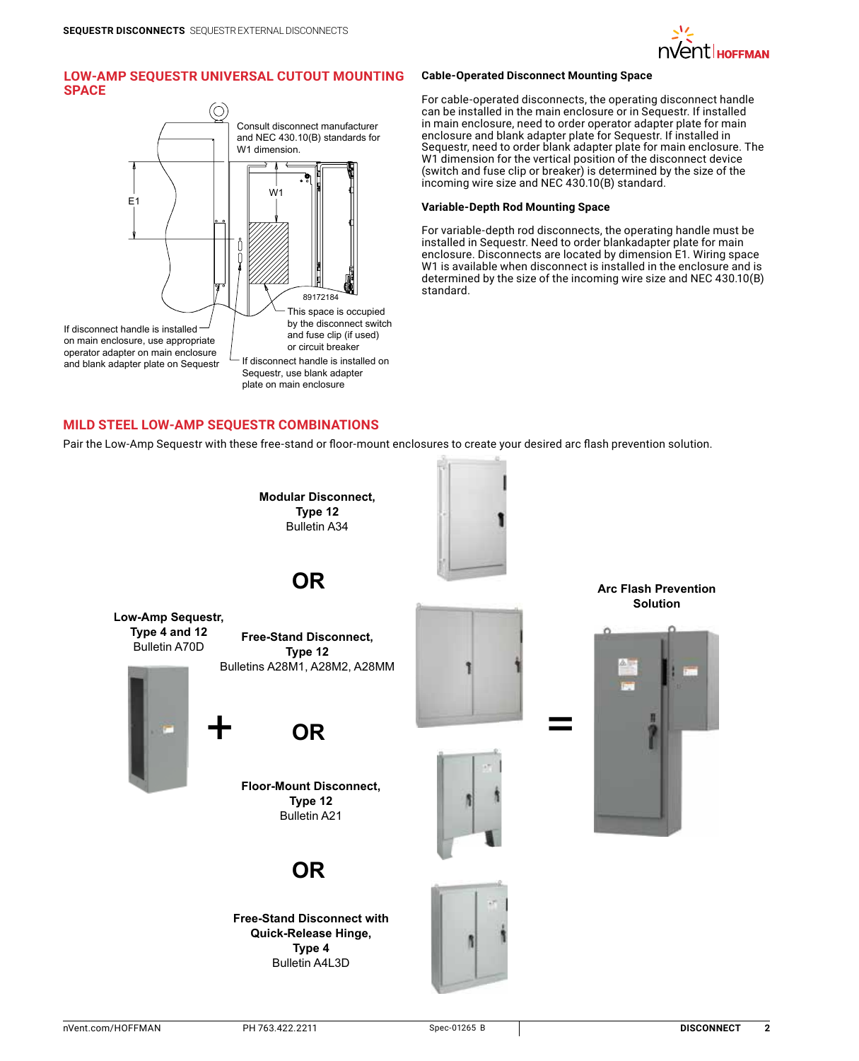## LOW-AMP SEQUESTR UNIVERSAL CUTOUT MOUNTING SPACE

Consult disconnect manufacturer and NEC 430.10(B) standards for W1 dimension.

E1

W1

89172184

This space is occupied by the disconnect switch and fuse clip (if used) or circuit breaker

If disconnect handle is installed on main enclosure, use appropriate operator adapter on main enclosure and blank adapter plate on Sequestr

If disconnect handle is installed on Sequestr, use blank adapter plate on main enclosure

### Cable-Operated Disconnect Mounting Space

For cable-operated disconnects, the operating disconnect handle can be installed in the main enclosure or in Sequestr. If installed in main enclosure, need to order operator adapter plate for main enclosure and blank adapter plate for Sequestr. If installed in Sequestr, need to order blank adapter plate for main enclosure. The W1 dimension for the vertical position of the disconnect device (switch and fuse clip or breaker) is determined by the size of the incoming wire size and NEC 430.10(B) standard.

### Variable-Depth Rod Mounting Space

For variable-depth rod disconnects, the operating handle must be installed in Sequestr. Need to order blankadapter plate for main enclosure. Disconnects are located by dimension E1. Wiring space W1 is available when disconnect is installed in the enclosure and is determined by the size of the incoming wire size and NEC 430.10(B) standard.

## MILD STEEL LOW-AMP SEQUESTR COMBINATIONS

Pair the Low-Amp Sequestr with these free-stand or floor-mount enclosures to create your desired arc flash prevention solution.

**Low-Amp Sequestr, Type 4 and 12**
Bulletin A70D

**+**

**Modular Disconnect, Type 12**
Bulletin A34

**OR**

**Free-Stand Disconnect, Type 12**
Bulletins A28M1, A28M2, A28MM

**OR**

**Floor-Mount Disconnect, Type 12**
Bulletin A21

**OR**

**Free-Stand Disconnect with Quick-Release Hinge, Type 4**
Bulletin A4L3D

**=**

**Arc Flash Prevention Solution**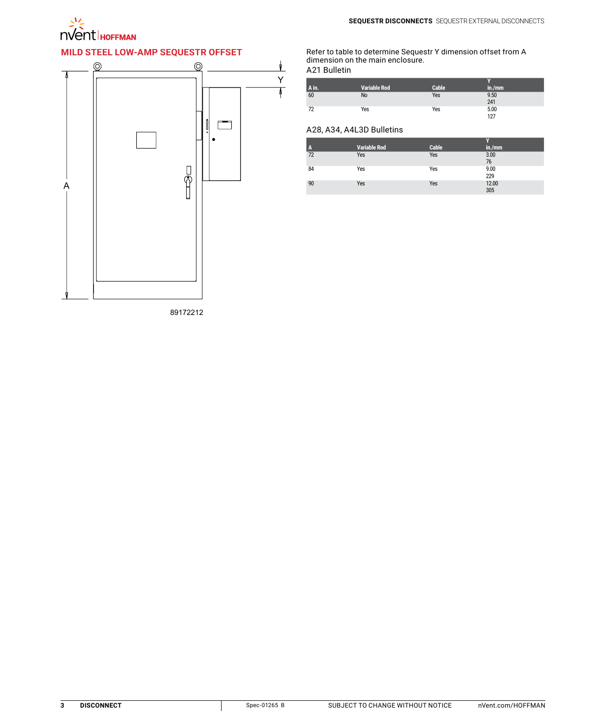## MILD STEEL LOW-AMP SEQUESTR OFFSET

A

Y

89172212

Refer to table to determine Sequestr Y dimension offset from A dimension on the main enclosure.

A21 Bulletin

| A in. | Variable Rod | Cable | Y in./mm |
|---|---|---|---|
| 60 | No | Yes | 9.50<br>241 |
| 72 | Yes | Yes | 5.00<br>127 |

A28, A34, A4L3D Bulletins

| A | Variable Rod | Cable | Y in./mm |
|---|---|---|---|
| 72 | Yes | Yes | 3.00<br>76 |
| 84 | Yes | Yes | 9.00<br>229 |
| 90 | Yes | Yes | 12.00<br>305 |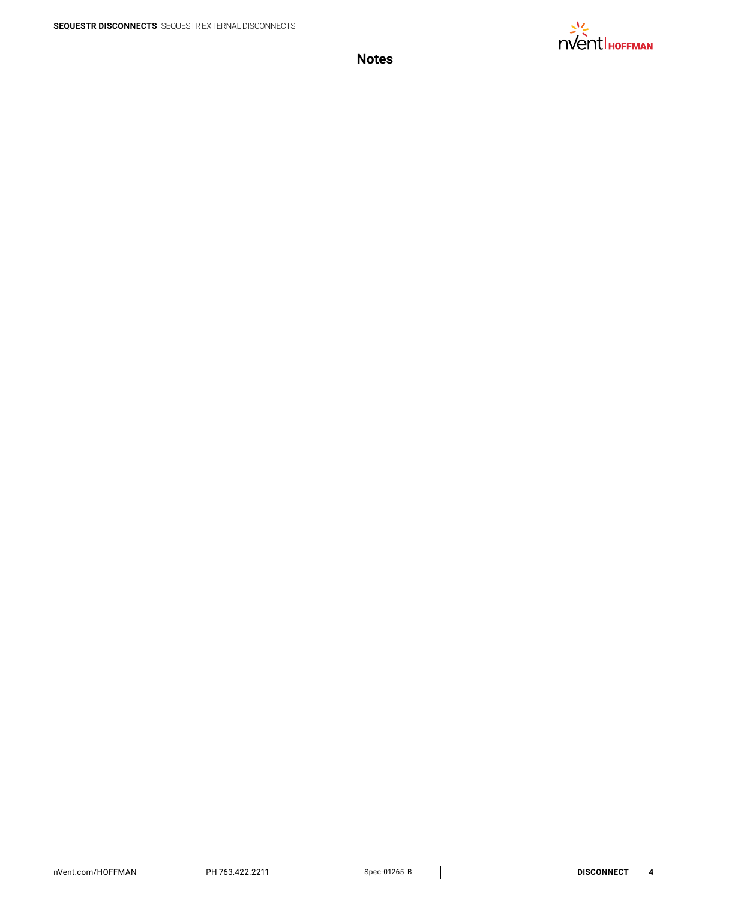# Notes